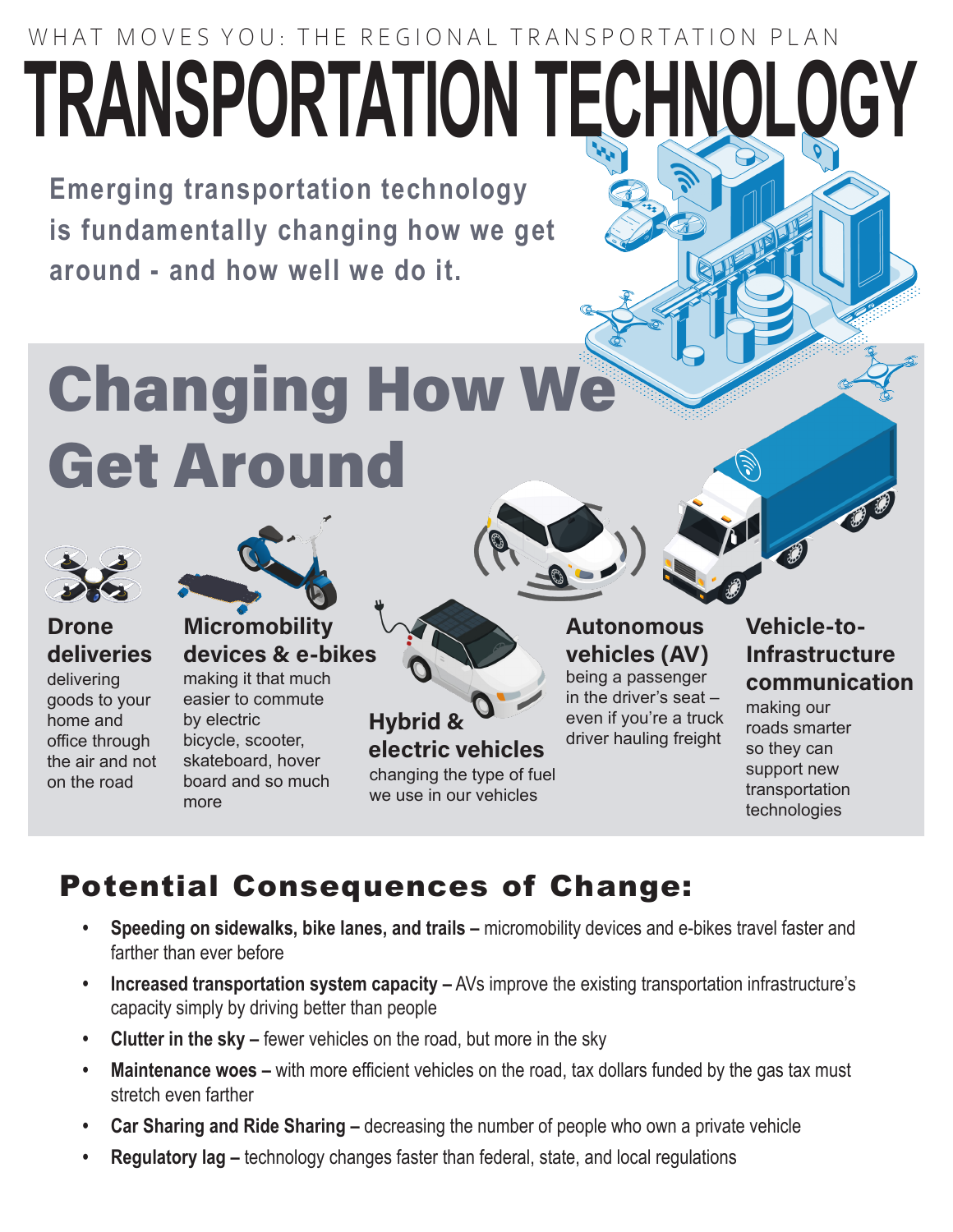WHAT MOVES YOU: THE REGIONAL TRANSPORTATION PLAN

# TRANSPORTATION TECHNOLOGY

**Emerging transportation technology is fundamentally changing how we get around - and how well we do it.**

## Changing How We Get Around

### Drone deliveries
delivering goods to your home and office through the air and not on the road

### Micromobility devices & e-bikes
making it that much easier to commute by electric bicycle, scooter, skateboard, hover board and so much more

### Hybrid & electric vehicles
changing the type of fuel we use in our vehicles

### Autonomous vehicles (AV)
being a passenger in the driver's seat – even if you're a truck driver hauling freight

### Vehicle-to-Infrastructure communication
making our roads smarter so they can support new transportation technologies

## Potential Consequences of Change:

- **Speeding on sidewalks, bike lanes, and trails –** micromobility devices and e-bikes travel faster and farther than ever before
- **Increased transportation system capacity –** AVs improve the existing transportation infrastructure's capacity simply by driving better than people
- **Clutter in the sky –** fewer vehicles on the road, but more in the sky
- **Maintenance woes –** with more efficient vehicles on the road, tax dollars funded by the gas tax must stretch even farther
- **Car Sharing and Ride Sharing –** decreasing the number of people who own a private vehicle
- **Regulatory lag –** technology changes faster than federal, state, and local regulations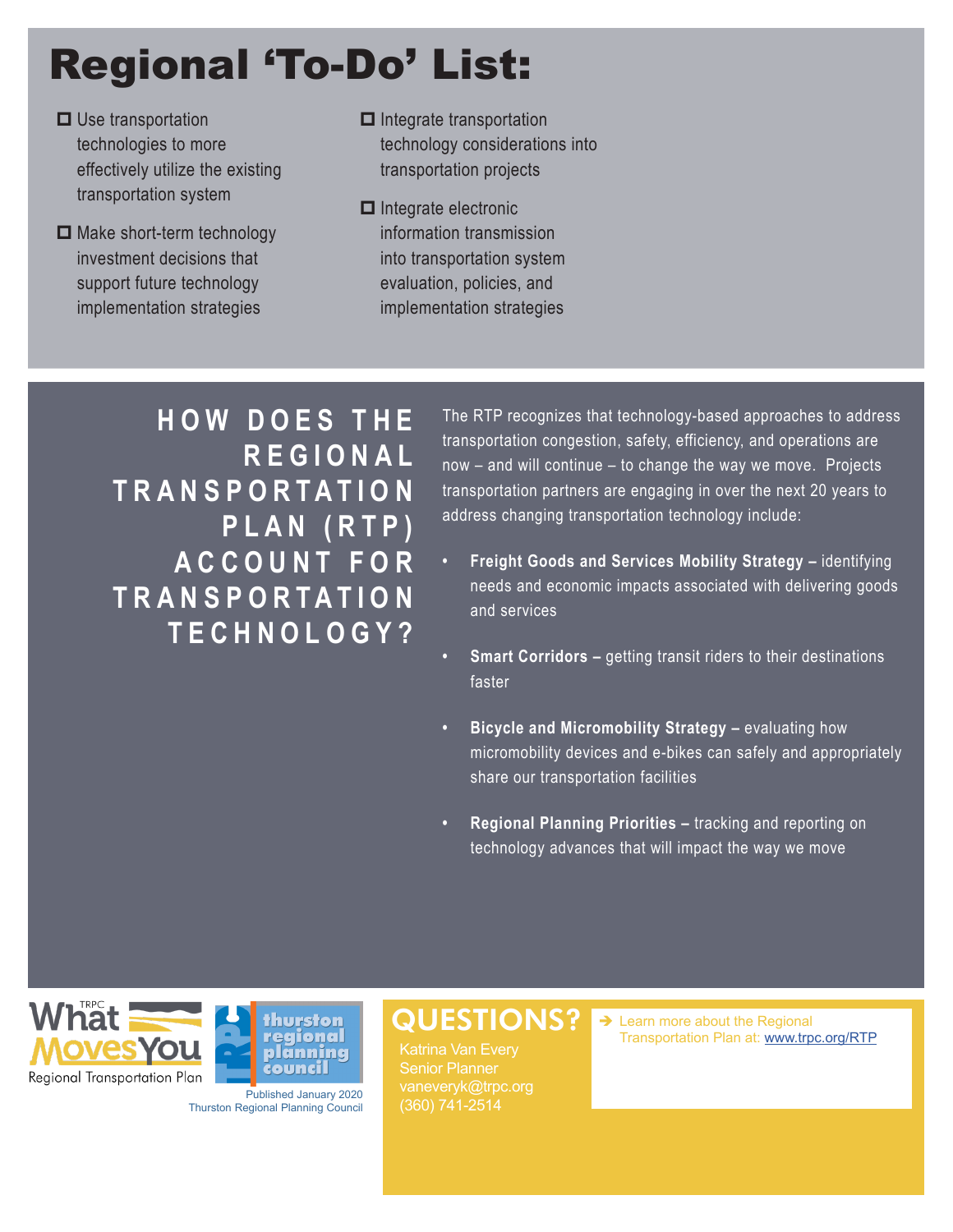# Regional 'To-Do' List:

- ☐ Use transportation technologies to more effectively utilize the existing transportation system
- ☐ Make short-term technology investment decisions that support future technology implementation strategies
- ☐ Integrate transportation technology considerations into transportation projects
- ☐ Integrate electronic information transmission into transportation system evaluation, policies, and implementation strategies

## HOW DOES THE REGIONAL TRANSPORTATION PLAN (RTP) ACCOUNT FOR TRANSPORTATION TECHNOLOGY?

The RTP recognizes that technology-based approaches to address transportation congestion, safety, efficiency, and operations are now – and will continue – to change the way we move. Projects transportation partners are engaging in over the next 20 years to address changing transportation technology include:

- **Freight Goods and Services Mobility Strategy –** identifying needs and economic impacts associated with delivering goods and services
- **Smart Corridors –** getting transit riders to their destinations faster
- **Bicycle and Micromobility Strategy –** evaluating how micromobility devices and e-bikes can safely and appropriately share our transportation facilities
- **Regional Planning Priorities –** tracking and reporting on technology advances that will impact the way we move

TRPC What Moves You Regional Transportation Plan

thurston regional planning council

Published January 2020
Thurston Regional Planning Council

## QUESTIONS?

Katrina Van Every
Senior Planner
vaneveryk@trpc.org
(360) 741-2514

➔ Learn more about the Regional Transportation Plan at: www.trpc.org/RTP